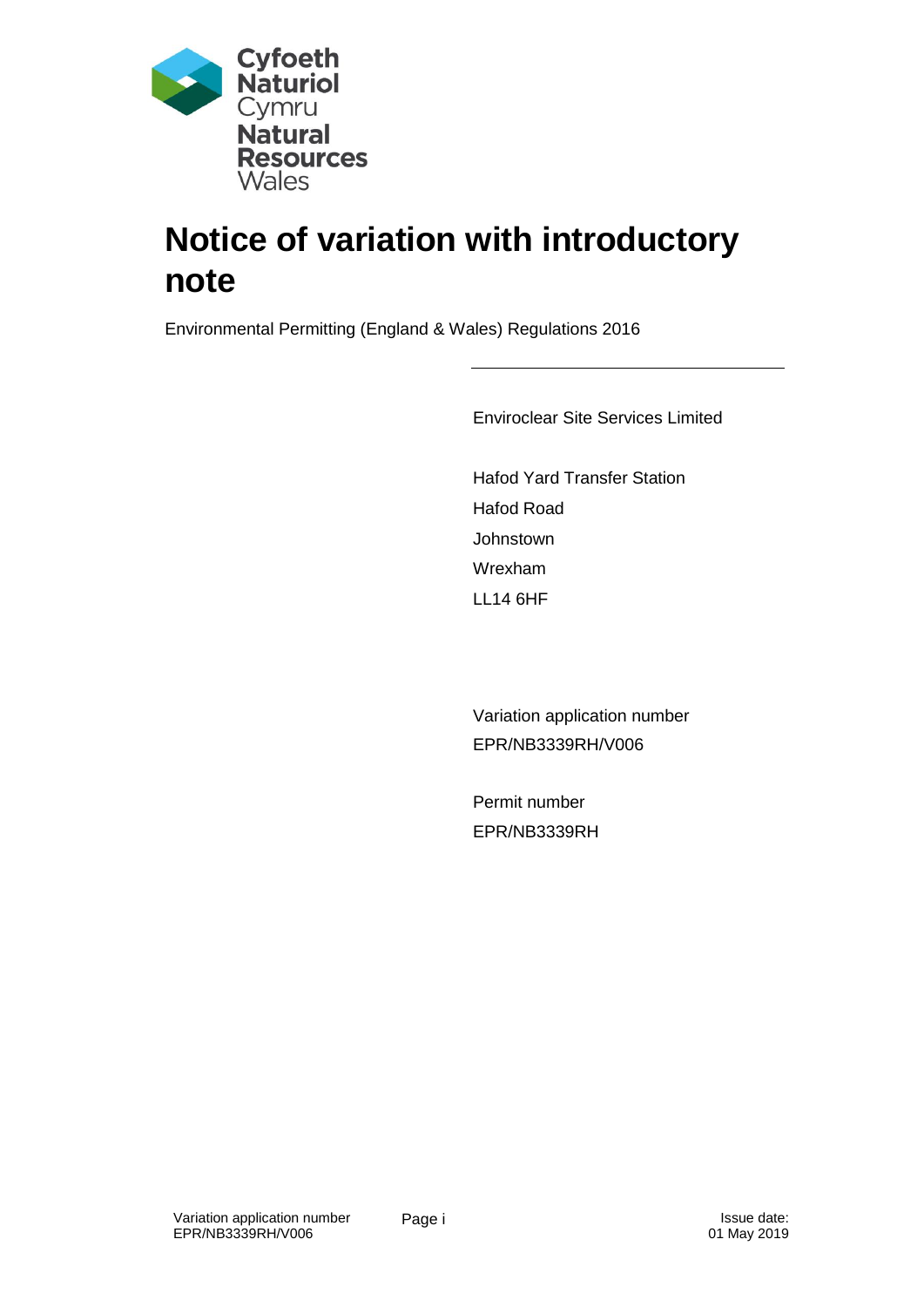Cyfoeth Naturiol Cymru
Natural Resources Wales

# Notice of variation with introductory note

Environmental Permitting (England & Wales) Regulations 2016

---

Enviroclear Site Services Limited

Hafod Yard Transfer Station
Hafod Road
Johnstown
Wrexham
LL14 6HF

Variation application number
EPR/NB3339RH/V006

Permit number
EPR/NB3339RH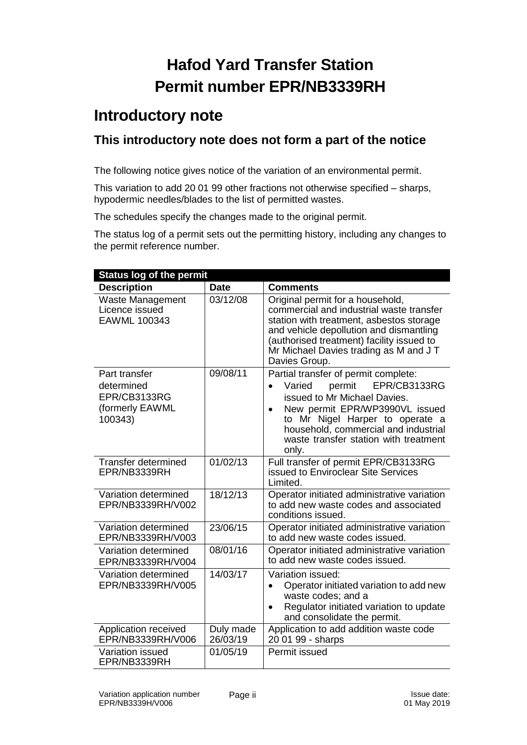# Hafod Yard Transfer Station
# Permit number EPR/NB3339RH

## Introductory note

### This introductory note does not form a part of the notice

The following notice gives notice of the variation of an environmental permit.

This variation to add 20 01 99 other fractions not otherwise specified – sharps, hypodermic needles/blades to the list of permitted wastes.

The schedules specify the changes made to the original permit.

The status log of a permit sets out the permitting history, including any changes to the permit reference number.

| **Status log of the permit** | | |
|---|---|---|
| **Description** | **Date** | **Comments** |
| Waste Management Licence issued EAWML 100343 | 03/12/08 | Original permit for a household, commercial and industrial waste transfer station with treatment, asbestos storage and vehicle depollution and dismantling (authorised treatment) facility issued to Mr Michael Davies trading as M and J T Davies Group. |
| Part transfer determined EPR/CB3133RG (formerly EAWML 100343) | 09/08/11 | Partial transfer of permit complete:<br>• Varied permit EPR/CB3133RG issued to Mr Michael Davies.<br>• New permit EPR/WP3990VL issued to Mr Nigel Harper to operate a household, commercial and industrial waste transfer station with treatment only. |
| Transfer determined EPR/NB3339RH | 01/02/13 | Full transfer of permit EPR/CB3133RG issued to Enviroclear Site Services Limited. |
| Variation determined EPR/NB3339RH/V002 | 18/12/13 | Operator initiated administrative variation to add new waste codes and associated conditions issued. |
| Variation determined EPR/NB3339RH/V003 | 23/06/15 | Operator initiated administrative variation to add new waste codes issued. |
| Variation determined EPR/NB3339RH/V004 | 08/01/16 | Operator initiated administrative variation to add new waste codes issued. |
| Variation determined EPR/NB3339RH/V005 | 14/03/17 | Variation issued:<br>• Operator initiated variation to add new waste codes; and a<br>• Regulator initiated variation to update and consolidate the permit. |
| Application received EPR/NB3339RH/V006 | Duly made 26/03/19 | Application to add addition waste code 20 01 99 - sharps |
| Variation issued EPR/NB3339RH | 01/05/19 | Permit issued |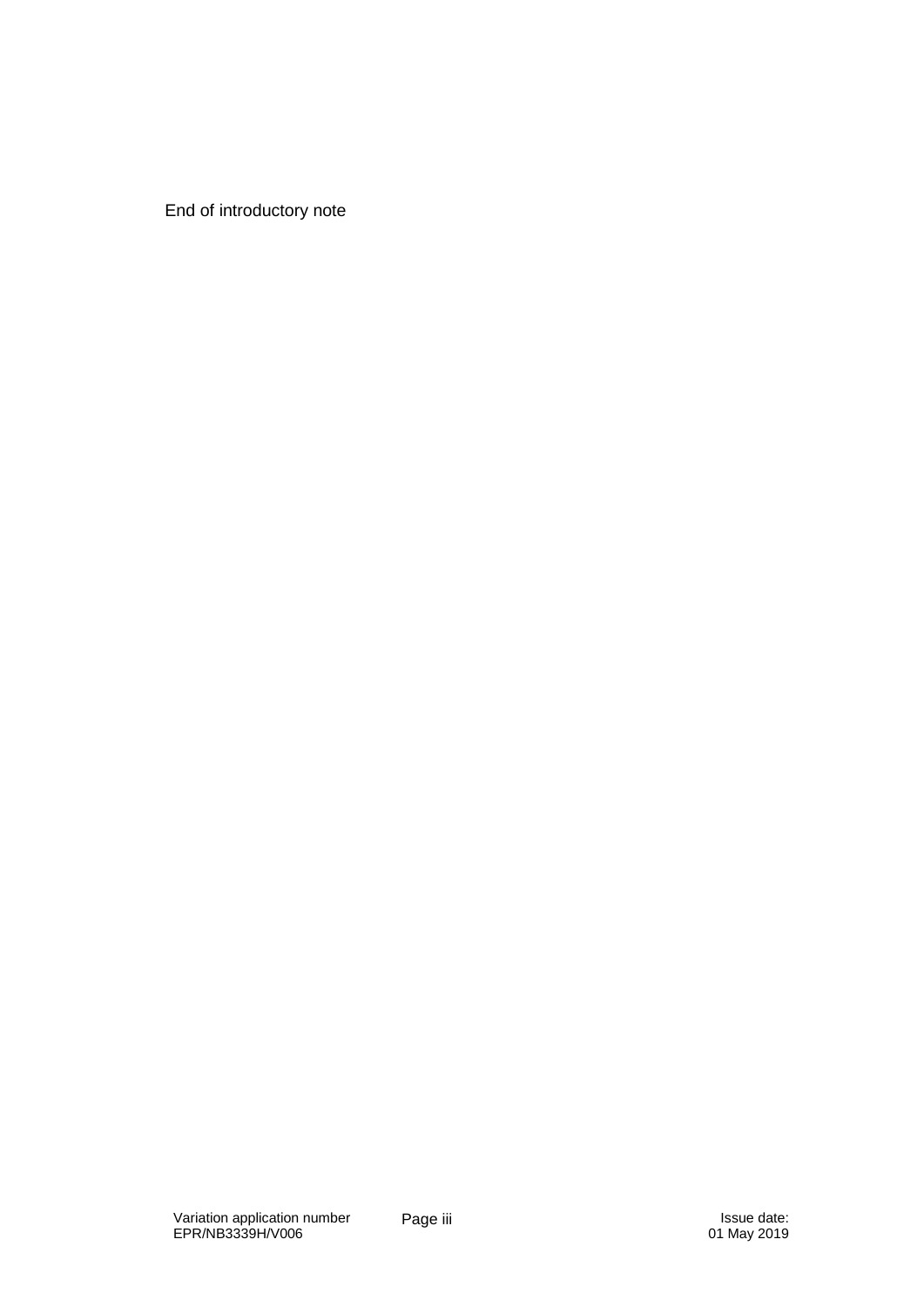End of introductory note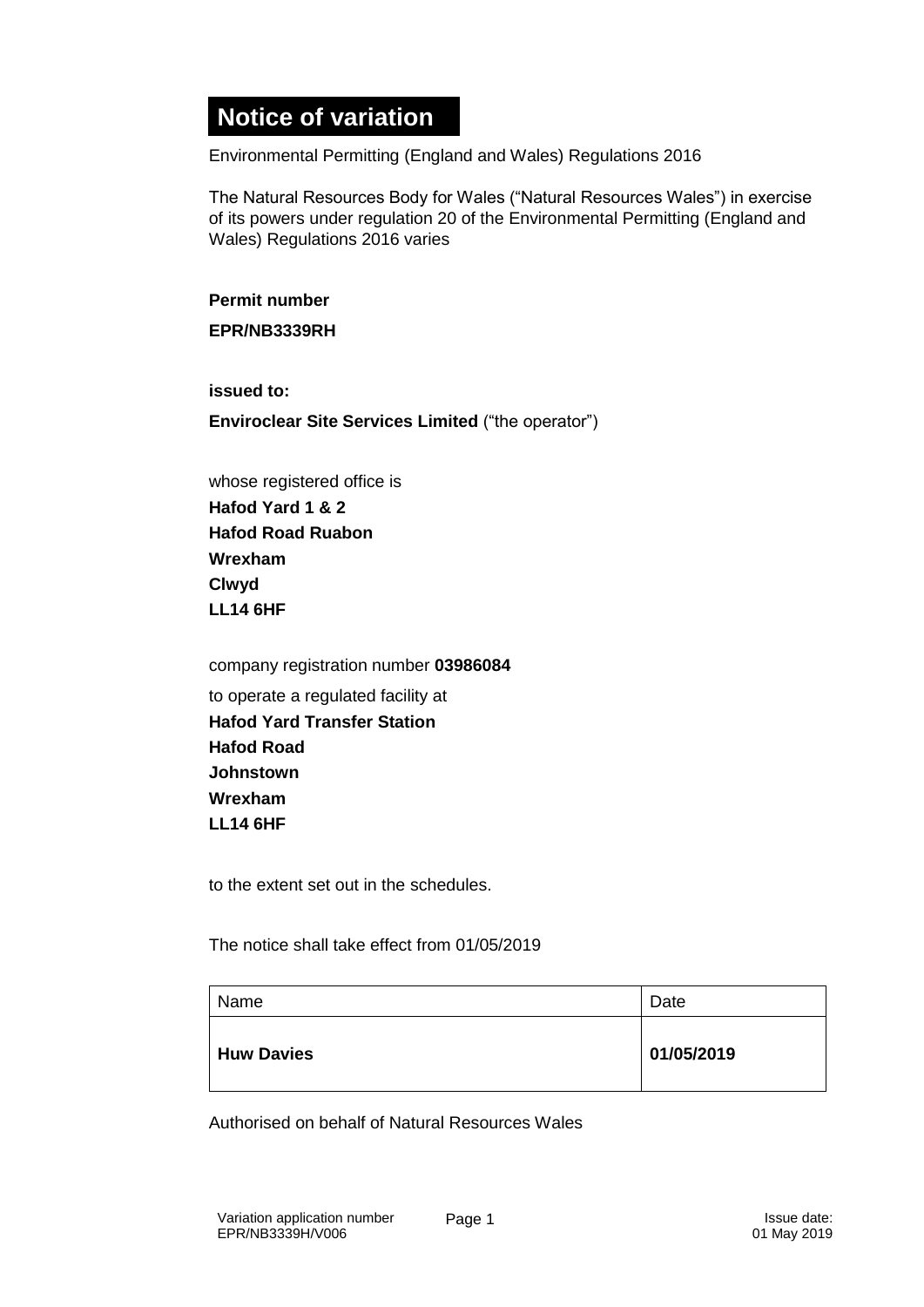# Notice of variation

Environmental Permitting (England and Wales) Regulations 2016

The Natural Resources Body for Wales ("Natural Resources Wales") in exercise of its powers under regulation 20 of the Environmental Permitting (England and Wales) Regulations 2016 varies

**Permit number**

**EPR/NB3339RH**

**issued to:**

**Enviroclear Site Services Limited** ("the operator")

whose registered office is

**Hafod Yard 1 & 2**
**Hafod Road Ruabon**
**Wrexham**
**Clwyd**
**LL14 6HF**

company registration number **03986084**

to operate a regulated facility at

**Hafod Yard Transfer Station**
**Hafod Road**
**Johnstown**
**Wrexham**
**LL14 6HF**

to the extent set out in the schedules.

The notice shall take effect from 01/05/2019

| Name | Date |
|---|---|
| **Huw Davies** | **01/05/2019** |

Authorised on behalf of Natural Resources Wales

Variation application number EPR/NB3339H/V006

Issue date: 01 May 2019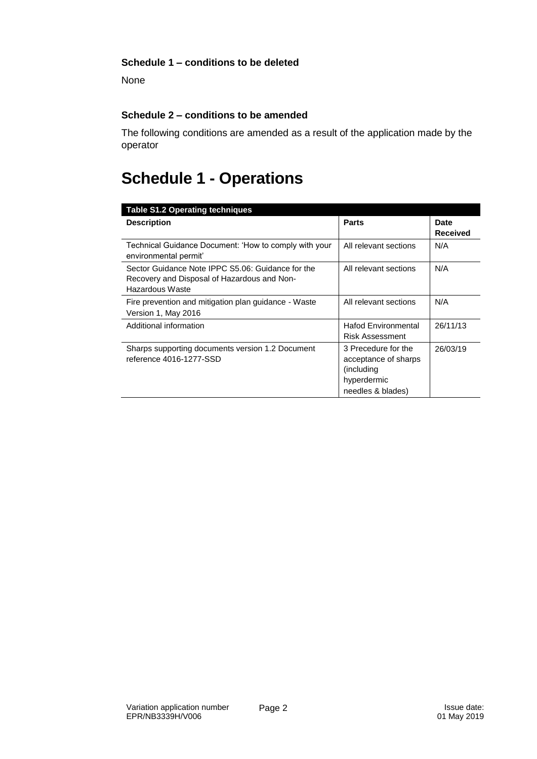**Schedule 1 – conditions to be deleted**

None

**Schedule 2 – conditions to be amended**

The following conditions are amended as a result of the application made by the operator

# Schedule 1 - Operations

| Table S1.2 Operating techniques | | |
| --- | --- | --- |
| **Description** | **Parts** | **Date Received** |
| Technical Guidance Document: 'How to comply with your environmental permit' | All relevant sections | N/A |
| Sector Guidance Note IPPC S5.06: Guidance for the Recovery and Disposal of Hazardous and Non-Hazardous Waste | All relevant sections | N/A |
| Fire prevention and mitigation plan guidance - Waste Version 1, May 2016 | All relevant sections | N/A |
| Additional information | Hafod Environmental Risk Assessment | 26/11/13 |
| Sharps supporting documents version 1.2 Document reference 4016-1277-SSD | 3 Precedure for the acceptance of sharps (including hyperdermic needles & blades) | 26/03/19 |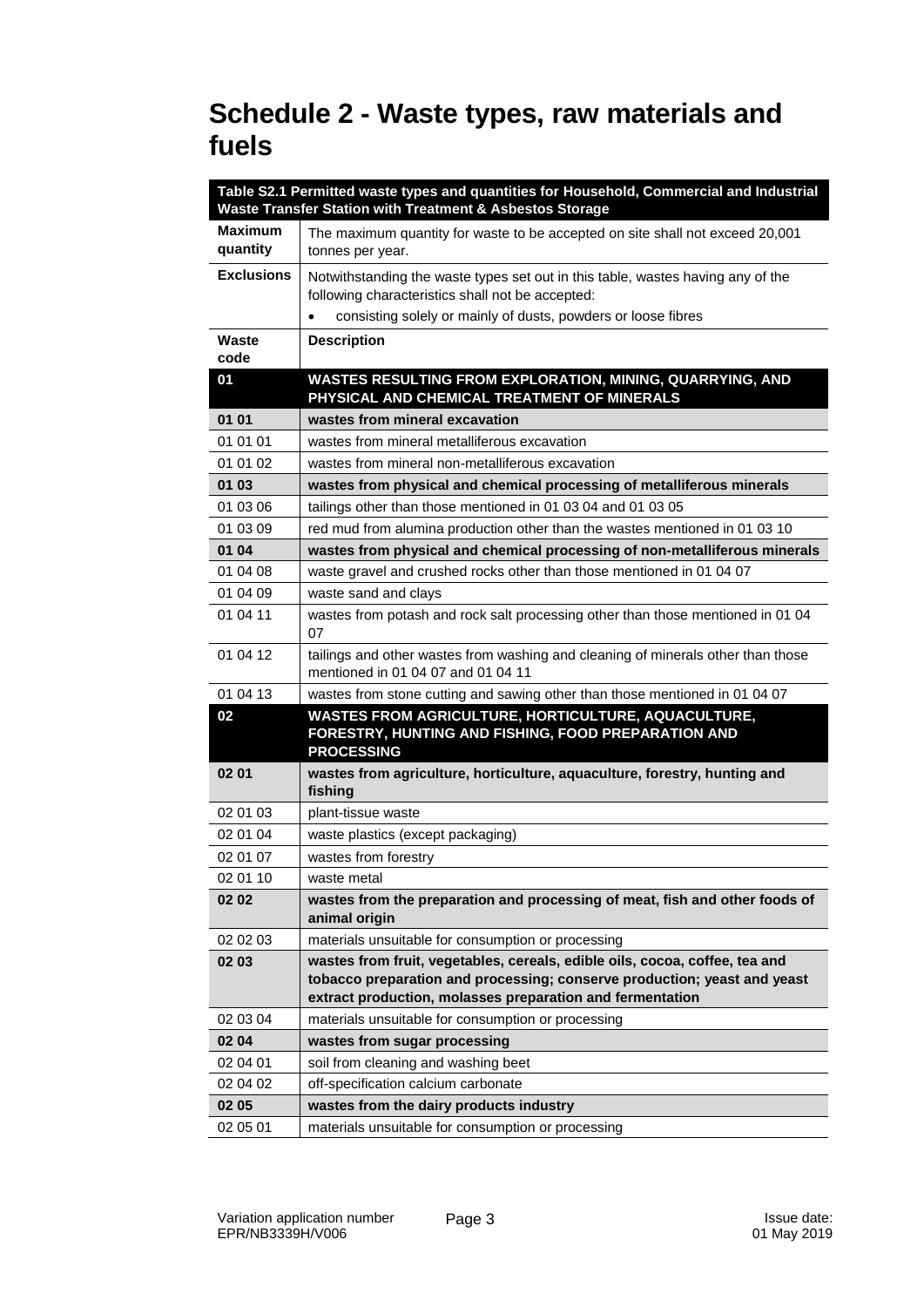# Schedule 2 - Waste types, raw materials and fuels

| Table S2.1 Permitted waste types and quantities for Household, Commercial and Industrial Waste Transfer Station with Treatment & Asbestos Storage | |
|---|---|
| **Maximum quantity** | The maximum quantity for waste to be accepted on site shall not exceed 20,001 tonnes per year. |
| **Exclusions** | Notwithstanding the waste types set out in this table, wastes having any of the following characteristics shall not be accepted:<br>• consisting solely or mainly of dusts, powders or loose fibres |
| **Waste code** | **Description** |
| **01** | **WASTES RESULTING FROM EXPLORATION, MINING, QUARRYING, AND PHYSICAL AND CHEMICAL TREATMENT OF MINERALS** |
| **01 01** | **wastes from mineral excavation** |
| 01 01 01 | wastes from mineral metalliferous excavation |
| 01 01 02 | wastes from mineral non-metalliferous excavation |
| **01 03** | **wastes from physical and chemical processing of metalliferous minerals** |
| 01 03 06 | tailings other than those mentioned in 01 03 04 and 01 03 05 |
| 01 03 09 | red mud from alumina production other than the wastes mentioned in 01 03 10 |
| **01 04** | **wastes from physical and chemical processing of non-metalliferous minerals** |
| 01 04 08 | waste gravel and crushed rocks other than those mentioned in 01 04 07 |
| 01 04 09 | waste sand and clays |
| 01 04 11 | wastes from potash and rock salt processing other than those mentioned in 01 04 07 |
| 01 04 12 | tailings and other wastes from washing and cleaning of minerals other than those mentioned in 01 04 07 and 01 04 11 |
| 01 04 13 | wastes from stone cutting and sawing other than those mentioned in 01 04 07 |
| **02** | **WASTES FROM AGRICULTURE, HORTICULTURE, AQUACULTURE, FORESTRY, HUNTING AND FISHING, FOOD PREPARATION AND PROCESSING** |
| **02 01** | **wastes from agriculture, horticulture, aquaculture, forestry, hunting and fishing** |
| 02 01 03 | plant-tissue waste |
| 02 01 04 | waste plastics (except packaging) |
| 02 01 07 | wastes from forestry |
| 02 01 10 | waste metal |
| **02 02** | **wastes from the preparation and processing of meat, fish and other foods of animal origin** |
| 02 02 03 | materials unsuitable for consumption or processing |
| **02 03** | **wastes from fruit, vegetables, cereals, edible oils, cocoa, coffee, tea and tobacco preparation and processing; conserve production; yeast and yeast extract production, molasses preparation and fermentation** |
| 02 03 04 | materials unsuitable for consumption or processing |
| **02 04** | **wastes from sugar processing** |
| 02 04 01 | soil from cleaning and washing beet |
| 02 04 02 | off-specification calcium carbonate |
| **02 05** | **wastes from the dairy products industry** |
| 02 05 01 | materials unsuitable for consumption or processing |

Variation application number EPR/NB3339H/V006

Issue date: 01 May 2019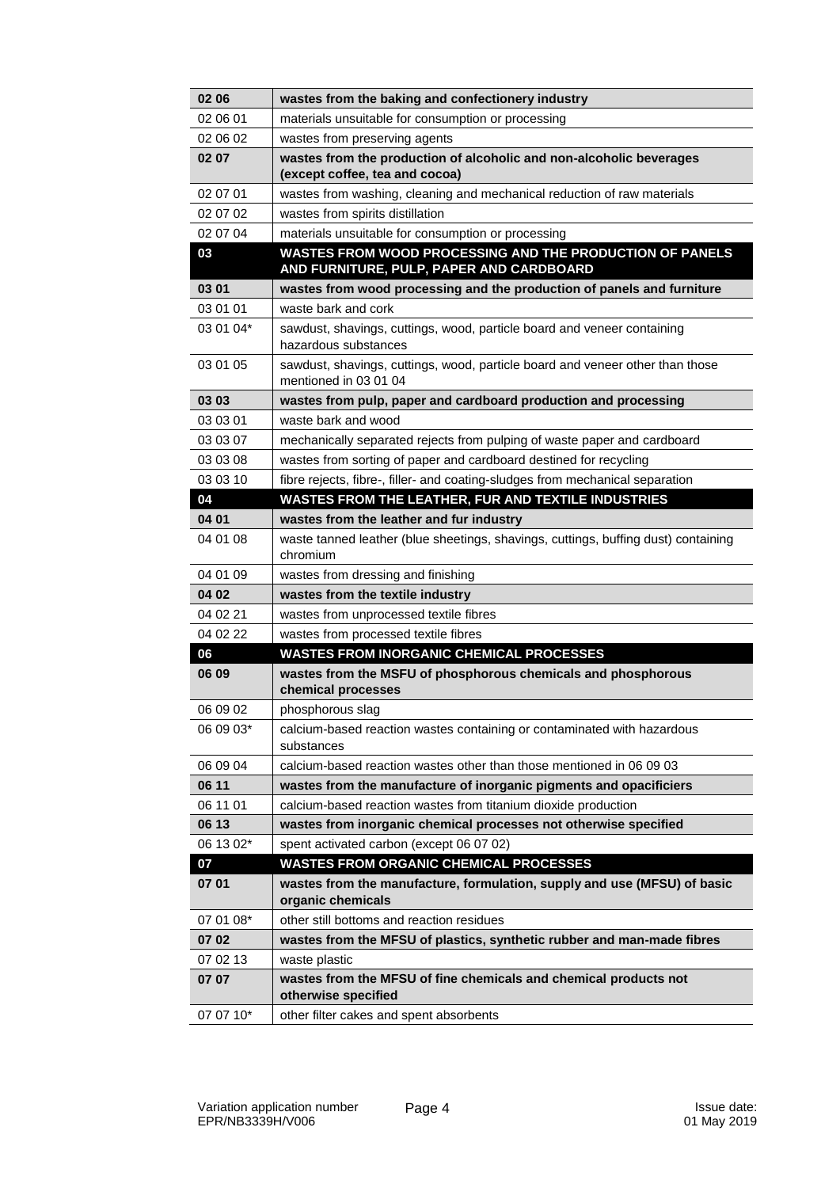| 02 06 | **wastes from the baking and confectionery industry** |
|---|---|
| 02 06 01 | materials unsuitable for consumption or processing |
| 02 06 02 | wastes from preserving agents |
| **02 07** | **wastes from the production of alcoholic and non-alcoholic beverages (except coffee, tea and cocoa)** |
| 02 07 01 | wastes from washing, cleaning and mechanical reduction of raw materials |
| 02 07 02 | wastes from spirits distillation |
| 02 07 04 | materials unsuitable for consumption or processing |
| **03** | **WASTES FROM WOOD PROCESSING AND THE PRODUCTION OF PANELS AND FURNITURE, PULP, PAPER AND CARDBOARD** |
| **03 01** | **wastes from wood processing and the production of panels and furniture** |
| 03 01 01 | waste bark and cork |
| 03 01 04* | sawdust, shavings, cuttings, wood, particle board and veneer containing hazardous substances |
| 03 01 05 | sawdust, shavings, cuttings, wood, particle board and veneer other than those mentioned in 03 01 04 |
| **03 03** | **wastes from pulp, paper and cardboard production and processing** |
| 03 03 01 | waste bark and wood |
| 03 03 07 | mechanically separated rejects from pulping of waste paper and cardboard |
| 03 03 08 | wastes from sorting of paper and cardboard destined for recycling |
| 03 03 10 | fibre rejects, fibre-, filler- and coating-sludges from mechanical separation |
| **04** | **WASTES FROM THE LEATHER, FUR AND TEXTILE INDUSTRIES** |
| **04 01** | **wastes from the leather and fur industry** |
| 04 01 08 | waste tanned leather (blue sheetings, shavings, cuttings, buffing dust) containing chromium |
| 04 01 09 | wastes from dressing and finishing |
| **04 02** | **wastes from the textile industry** |
| 04 02 21 | wastes from unprocessed textile fibres |
| 04 02 22 | wastes from processed textile fibres |
| **06** | **WASTES FROM INORGANIC CHEMICAL PROCESSES** |
| **06 09** | **wastes from the MSFU of phosphorous chemicals and phosphorous chemical processes** |
| 06 09 02 | phosphorous slag |
| 06 09 03* | calcium-based reaction wastes containing or contaminated with hazardous substances |
| 06 09 04 | calcium-based reaction wastes other than those mentioned in 06 09 03 |
| **06 11** | **wastes from the manufacture of inorganic pigments and opacificiers** |
| 06 11 01 | calcium-based reaction wastes from titanium dioxide production |
| **06 13** | **wastes from inorganic chemical processes not otherwise specified** |
| 06 13 02* | spent activated carbon (except 06 07 02) |
| **07** | **WASTES FROM ORGANIC CHEMICAL PROCESSES** |
| **07 01** | **wastes from the manufacture, formulation, supply and use (MFSU) of basic organic chemicals** |
| 07 01 08* | other still bottoms and reaction residues |
| **07 02** | **wastes from the MFSU of plastics, synthetic rubber and man-made fibres** |
| 07 02 13 | waste plastic |
| **07 07** | **wastes from the MFSU of fine chemicals and chemical products not otherwise specified** |
| 07 07 10* | other filter cakes and spent absorbents |

Variation application number EPR/NB3339H/V006

Issue date: 01 May 2019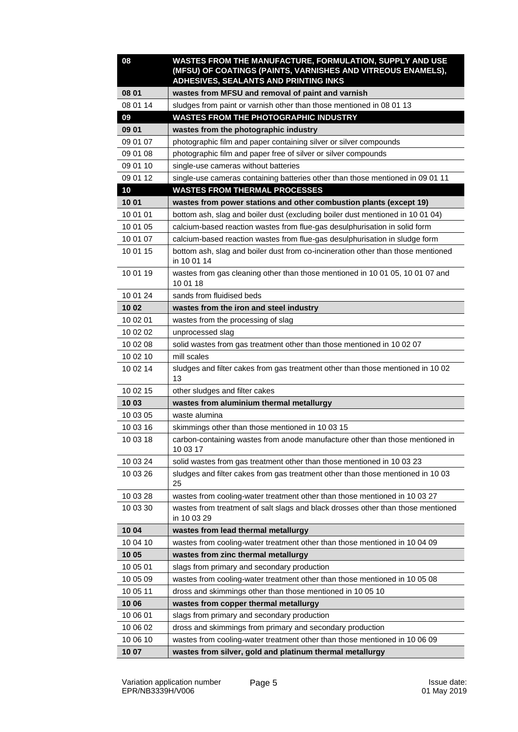| 08 | WASTES FROM THE MANUFACTURE, FORMULATION, SUPPLY AND USE (MFSU) OF COATINGS (PAINTS, VARNISHES AND VITREOUS ENAMELS), ADHESIVES, SEALANTS AND PRINTING INKS |
|---|---|
| **08 01** | **wastes from MFSU and removal of paint and varnish** |
| 08 01 14 | sludges from paint or varnish other than those mentioned in 08 01 13 |
| **09** | **WASTES FROM THE PHOTOGRAPHIC INDUSTRY** |
| **09 01** | **wastes from the photographic industry** |
| 09 01 07 | photographic film and paper containing silver or silver compounds |
| 09 01 08 | photographic film and paper free of silver or silver compounds |
| 09 01 10 | single-use cameras without batteries |
| 09 01 12 | single-use cameras containing batteries other than those mentioned in 09 01 11 |
| **10** | **WASTES FROM THERMAL PROCESSES** |
| **10 01** | **wastes from power stations and other combustion plants (except 19)** |
| 10 01 01 | bottom ash, slag and boiler dust (excluding boiler dust mentioned in 10 01 04) |
| 10 01 05 | calcium-based reaction wastes from flue-gas desulphurisation in solid form |
| 10 01 07 | calcium-based reaction wastes from flue-gas desulphurisation in sludge form |
| 10 01 15 | bottom ash, slag and boiler dust from co-incineration other than those mentioned in 10 01 14 |
| 10 01 19 | wastes from gas cleaning other than those mentioned in 10 01 05, 10 01 07 and 10 01 18 |
| 10 01 24 | sands from fluidised beds |
| **10 02** | **wastes from the iron and steel industry** |
| 10 02 01 | wastes from the processing of slag |
| 10 02 02 | unprocessed slag |
| 10 02 08 | solid wastes from gas treatment other than those mentioned in 10 02 07 |
| 10 02 10 | mill scales |
| 10 02 14 | sludges and filter cakes from gas treatment other than those mentioned in 10 02 13 |
| 10 02 15 | other sludges and filter cakes |
| **10 03** | **wastes from aluminium thermal metallurgy** |
| 10 03 05 | waste alumina |
| 10 03 16 | skimmings other than those mentioned in 10 03 15 |
| 10 03 18 | carbon-containing wastes from anode manufacture other than those mentioned in 10 03 17 |
| 10 03 24 | solid wastes from gas treatment other than those mentioned in 10 03 23 |
| 10 03 26 | sludges and filter cakes from gas treatment other than those mentioned in 10 03 25 |
| 10 03 28 | wastes from cooling-water treatment other than those mentioned in 10 03 27 |
| 10 03 30 | wastes from treatment of salt slags and black drosses other than those mentioned in 10 03 29 |
| **10 04** | **wastes from lead thermal metallurgy** |
| 10 04 10 | wastes from cooling-water treatment other than those mentioned in 10 04 09 |
| **10 05** | **wastes from zinc thermal metallurgy** |
| 10 05 01 | slags from primary and secondary production |
| 10 05 09 | wastes from cooling-water treatment other than those mentioned in 10 05 08 |
| 10 05 11 | dross and skimmings other than those mentioned in 10 05 10 |
| **10 06** | **wastes from copper thermal metallurgy** |
| 10 06 01 | slags from primary and secondary production |
| 10 06 02 | dross and skimmings from primary and secondary production |
| 10 06 10 | wastes from cooling-water treatment other than those mentioned in 10 06 09 |
| **10 07** | **wastes from silver, gold and platinum thermal metallurgy** |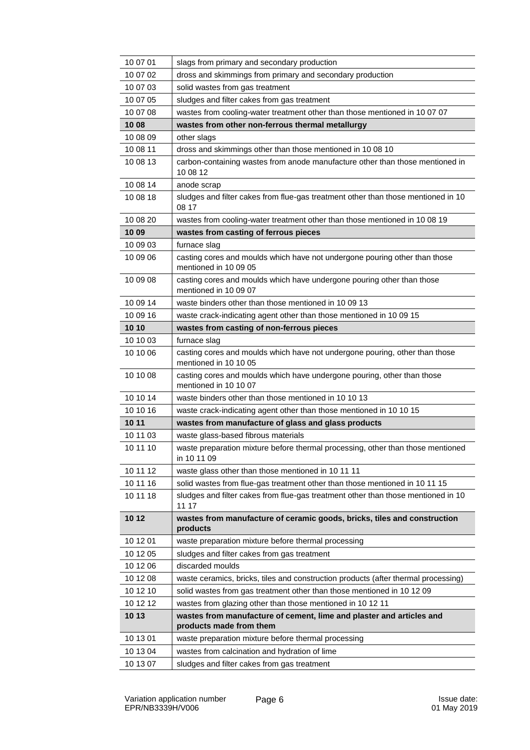| | |
|---|---|
| 10 07 01 | slags from primary and secondary production |
| 10 07 02 | dross and skimmings from primary and secondary production |
| 10 07 03 | solid wastes from gas treatment |
| 10 07 05 | sludges and filter cakes from gas treatment |
| 10 07 08 | wastes from cooling-water treatment other than those mentioned in 10 07 07 |
| **10 08** | **wastes from other non-ferrous thermal metallurgy** |
| 10 08 09 | other slags |
| 10 08 11 | dross and skimmings other than those mentioned in 10 08 10 |
| 10 08 13 | carbon-containing wastes from anode manufacture other than those mentioned in 10 08 12 |
| 10 08 14 | anode scrap |
| 10 08 18 | sludges and filter cakes from flue-gas treatment other than those mentioned in 10 08 17 |
| 10 08 20 | wastes from cooling-water treatment other than those mentioned in 10 08 19 |
| **10 09** | **wastes from casting of ferrous pieces** |
| 10 09 03 | furnace slag |
| 10 09 06 | casting cores and moulds which have not undergone pouring other than those mentioned in 10 09 05 |
| 10 09 08 | casting cores and moulds which have undergone pouring other than those mentioned in 10 09 07 |
| 10 09 14 | waste binders other than those mentioned in 10 09 13 |
| 10 09 16 | waste crack-indicating agent other than those mentioned in 10 09 15 |
| **10 10** | **wastes from casting of non-ferrous pieces** |
| 10 10 03 | furnace slag |
| 10 10 06 | casting cores and moulds which have not undergone pouring, other than those mentioned in 10 10 05 |
| 10 10 08 | casting cores and moulds which have undergone pouring, other than those mentioned in 10 10 07 |
| 10 10 14 | waste binders other than those mentioned in 10 10 13 |
| 10 10 16 | waste crack-indicating agent other than those mentioned in 10 10 15 |
| **10 11** | **wastes from manufacture of glass and glass products** |
| 10 11 03 | waste glass-based fibrous materials |
| 10 11 10 | waste preparation mixture before thermal processing, other than those mentioned in 10 11 09 |
| 10 11 12 | waste glass other than those mentioned in 10 11 11 |
| 10 11 16 | solid wastes from flue-gas treatment other than those mentioned in 10 11 15 |
| 10 11 18 | sludges and filter cakes from flue-gas treatment other than those mentioned in 10 11 17 |
| **10 12** | **wastes from manufacture of ceramic goods, bricks, tiles and construction products** |
| 10 12 01 | waste preparation mixture before thermal processing |
| 10 12 05 | sludges and filter cakes from gas treatment |
| 10 12 06 | discarded moulds |
| 10 12 08 | waste ceramics, bricks, tiles and construction products (after thermal processing) |
| 10 12 10 | solid wastes from gas treatment other than those mentioned in 10 12 09 |
| 10 12 12 | wastes from glazing other than those mentioned in 10 12 11 |
| **10 13** | **wastes from manufacture of cement, lime and plaster and articles and products made from them** |
| 10 13 01 | waste preparation mixture before thermal processing |
| 10 13 04 | wastes from calcination and hydration of lime |
| 10 13 07 | sludges and filter cakes from gas treatment |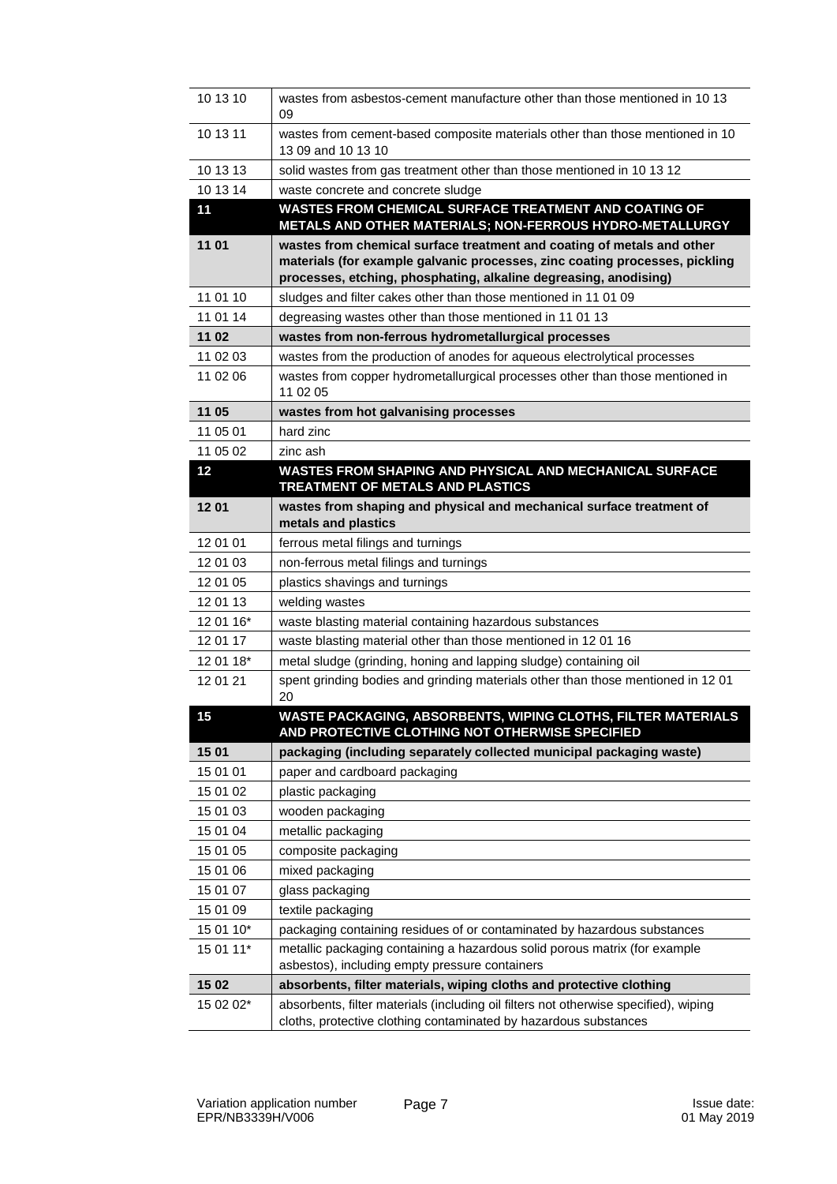| | |
|---|---|
| 10 13 10 | wastes from asbestos-cement manufacture other than those mentioned in 10 13 09 |
| 10 13 11 | wastes from cement-based composite materials other than those mentioned in 10 13 09 and 10 13 10 |
| 10 13 13 | solid wastes from gas treatment other than those mentioned in 10 13 12 |
| 10 13 14 | waste concrete and concrete sludge |
| **11** | **WASTES FROM CHEMICAL SURFACE TREATMENT AND COATING OF METALS AND OTHER MATERIALS; NON-FERROUS HYDRO-METALLURGY** |
| **11 01** | **wastes from chemical surface treatment and coating of metals and other materials (for example galvanic processes, zinc coating processes, pickling processes, etching, phosphating, alkaline degreasing, anodising)** |
| 11 01 10 | sludges and filter cakes other than those mentioned in 11 01 09 |
| 11 01 14 | degreasing wastes other than those mentioned in 11 01 13 |
| **11 02** | **wastes from non-ferrous hydrometallurgical processes** |
| 11 02 03 | wastes from the production of anodes for aqueous electrolytical processes |
| 11 02 06 | wastes from copper hydrometallurgical processes other than those mentioned in 11 02 05 |
| **11 05** | **wastes from hot galvanising processes** |
| 11 05 01 | hard zinc |
| 11 05 02 | zinc ash |
| **12** | **WASTES FROM SHAPING AND PHYSICAL AND MECHANICAL SURFACE TREATMENT OF METALS AND PLASTICS** |
| **12 01** | **wastes from shaping and physical and mechanical surface treatment of metals and plastics** |
| 12 01 01 | ferrous metal filings and turnings |
| 12 01 03 | non-ferrous metal filings and turnings |
| 12 01 05 | plastics shavings and turnings |
| 12 01 13 | welding wastes |
| 12 01 16* | waste blasting material containing hazardous substances |
| 12 01 17 | waste blasting material other than those mentioned in 12 01 16 |
| 12 01 18* | metal sludge (grinding, honing and lapping sludge) containing oil |
| 12 01 21 | spent grinding bodies and grinding materials other than those mentioned in 12 01 20 |
| **15** | **WASTE PACKAGING, ABSORBENTS, WIPING CLOTHS, FILTER MATERIALS AND PROTECTIVE CLOTHING NOT OTHERWISE SPECIFIED** |
| **15 01** | **packaging (including separately collected municipal packaging waste)** |
| 15 01 01 | paper and cardboard packaging |
| 15 01 02 | plastic packaging |
| 15 01 03 | wooden packaging |
| 15 01 04 | metallic packaging |
| 15 01 05 | composite packaging |
| 15 01 06 | mixed packaging |
| 15 01 07 | glass packaging |
| 15 01 09 | textile packaging |
| 15 01 10* | packaging containing residues of or contaminated by hazardous substances |
| 15 01 11* | metallic packaging containing a hazardous solid porous matrix (for example asbestos), including empty pressure containers |
| **15 02** | **absorbents, filter materials, wiping cloths and protective clothing** |
| 15 02 02* | absorbents, filter materials (including oil filters not otherwise specified), wiping cloths, protective clothing contaminated by hazardous substances |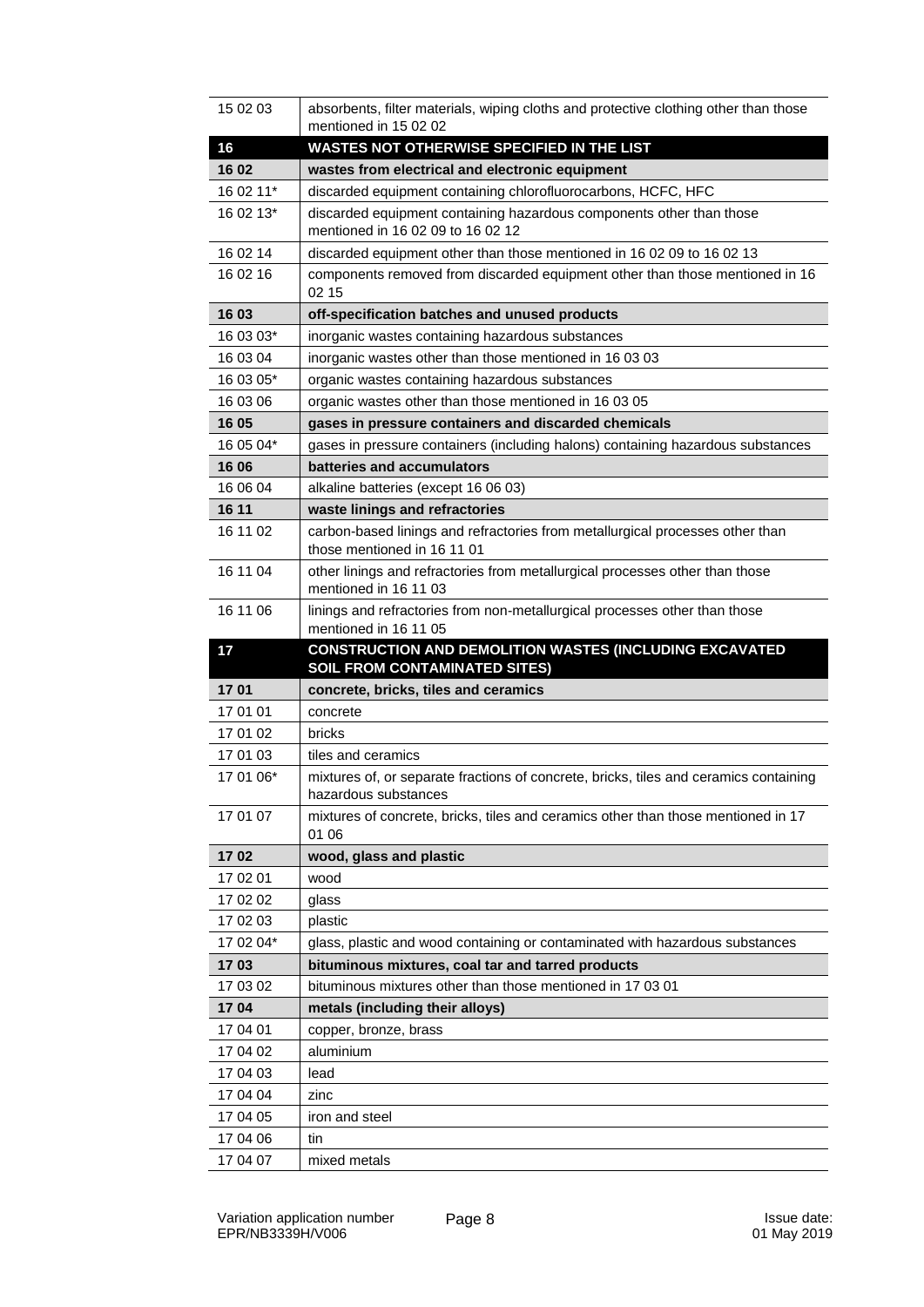| | |
|---|---|
| 15 02 03 | absorbents, filter materials, wiping cloths and protective clothing other than those mentioned in 15 02 02 |
| **16** | **WASTES NOT OTHERWISE SPECIFIED IN THE LIST** |
| **16 02** | **wastes from electrical and electronic equipment** |
| 16 02 11* | discarded equipment containing chlorofluorocarbons, HCFC, HFC |
| 16 02 13* | discarded equipment containing hazardous components other than those mentioned in 16 02 09 to 16 02 12 |
| 16 02 14 | discarded equipment other than those mentioned in 16 02 09 to 16 02 13 |
| 16 02 16 | components removed from discarded equipment other than those mentioned in 16 02 15 |
| **16 03** | **off-specification batches and unused products** |
| 16 03 03* | inorganic wastes containing hazardous substances |
| 16 03 04 | inorganic wastes other than those mentioned in 16 03 03 |
| 16 03 05* | organic wastes containing hazardous substances |
| 16 03 06 | organic wastes other than those mentioned in 16 03 05 |
| **16 05** | **gases in pressure containers and discarded chemicals** |
| 16 05 04* | gases in pressure containers (including halons) containing hazardous substances |
| **16 06** | **batteries and accumulators** |
| 16 06 04 | alkaline batteries (except 16 06 03) |
| **16 11** | **waste linings and refractories** |
| 16 11 02 | carbon-based linings and refractories from metallurgical processes other than those mentioned in 16 11 01 |
| 16 11 04 | other linings and refractories from metallurgical processes other than those mentioned in 16 11 03 |
| 16 11 06 | linings and refractories from non-metallurgical processes other than those mentioned in 16 11 05 |
| **17** | **CONSTRUCTION AND DEMOLITION WASTES (INCLUDING EXCAVATED SOIL FROM CONTAMINATED SITES)** |
| **17 01** | **concrete, bricks, tiles and ceramics** |
| 17 01 01 | concrete |
| 17 01 02 | bricks |
| 17 01 03 | tiles and ceramics |
| 17 01 06* | mixtures of, or separate fractions of concrete, bricks, tiles and ceramics containing hazardous substances |
| 17 01 07 | mixtures of concrete, bricks, tiles and ceramics other than those mentioned in 17 01 06 |
| **17 02** | **wood, glass and plastic** |
| 17 02 01 | wood |
| 17 02 02 | glass |
| 17 02 03 | plastic |
| 17 02 04* | glass, plastic and wood containing or contaminated with hazardous substances |
| **17 03** | **bituminous mixtures, coal tar and tarred products** |
| 17 03 02 | bituminous mixtures other than those mentioned in 17 03 01 |
| **17 04** | **metals (including their alloys)** |
| 17 04 01 | copper, bronze, brass |
| 17 04 02 | aluminium |
| 17 04 03 | lead |
| 17 04 04 | zinc |
| 17 04 05 | iron and steel |
| 17 04 06 | tin |
| 17 04 07 | mixed metals |

Variation application number EPR/NB3339H/V006

Issue date: 01 May 2019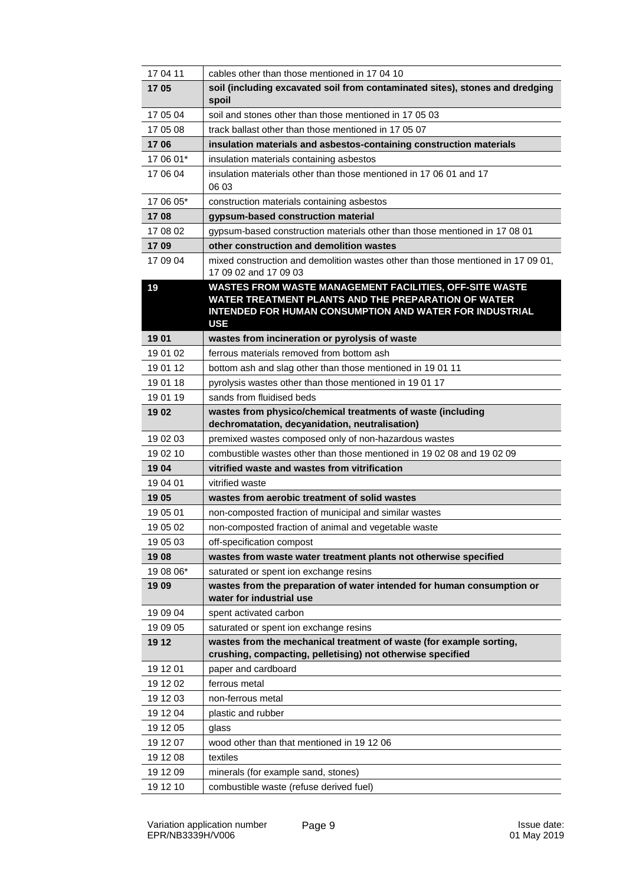| | |
|---|---|
| 17 04 11 | cables other than those mentioned in 17 04 10 |
| **17 05** | **soil (including excavated soil from contaminated sites), stones and dredging spoil** |
| 17 05 04 | soil and stones other than those mentioned in 17 05 03 |
| 17 05 08 | track ballast other than those mentioned in 17 05 07 |
| **17 06** | **insulation materials and asbestos-containing construction materials** |
| 17 06 01* | insulation materials containing asbestos |
| 17 06 04 | insulation materials other than those mentioned in 17 06 01 and 17 06 03 |
| 17 06 05* | construction materials containing asbestos |
| **17 08** | **gypsum-based construction material** |
| 17 08 02 | gypsum-based construction materials other than those mentioned in 17 08 01 |
| **17 09** | **other construction and demolition wastes** |
| 17 09 04 | mixed construction and demolition wastes other than those mentioned in 17 09 01, 17 09 02 and 17 09 03 |
| **19** | **WASTES FROM WASTE MANAGEMENT FACILITIES, OFF-SITE WASTE WATER TREATMENT PLANTS AND THE PREPARATION OF WATER INTENDED FOR HUMAN CONSUMPTION AND WATER FOR INDUSTRIAL USE** |
| **19 01** | **wastes from incineration or pyrolysis of waste** |
| 19 01 02 | ferrous materials removed from bottom ash |
| 19 01 12 | bottom ash and slag other than those mentioned in 19 01 11 |
| 19 01 18 | pyrolysis wastes other than those mentioned in 19 01 17 |
| 19 01 19 | sands from fluidised beds |
| **19 02** | **wastes from physico/chemical treatments of waste (including dechromatation, decyanidation, neutralisation)** |
| 19 02 03 | premixed wastes composed only of non-hazardous wastes |
| 19 02 10 | combustible wastes other than those mentioned in 19 02 08 and 19 02 09 |
| **19 04** | **vitrified waste and wastes from vitrification** |
| 19 04 01 | vitrified waste |
| **19 05** | **wastes from aerobic treatment of solid wastes** |
| 19 05 01 | non-composted fraction of municipal and similar wastes |
| 19 05 02 | non-composted fraction of animal and vegetable waste |
| 19 05 03 | off-specification compost |
| **19 08** | **wastes from waste water treatment plants not otherwise specified** |
| 19 08 06* | saturated or spent ion exchange resins |
| **19 09** | **wastes from the preparation of water intended for human consumption or water for industrial use** |
| 19 09 04 | spent activated carbon |
| 19 09 05 | saturated or spent ion exchange resins |
| **19 12** | **wastes from the mechanical treatment of waste (for example sorting, crushing, compacting, pelletising) not otherwise specified** |
| 19 12 01 | paper and cardboard |
| 19 12 02 | ferrous metal |
| 19 12 03 | non-ferrous metal |
| 19 12 04 | plastic and rubber |
| 19 12 05 | glass |
| 19 12 07 | wood other than that mentioned in 19 12 06 |
| 19 12 08 | textiles |
| 19 12 09 | minerals (for example sand, stones) |
| 19 12 10 | combustible waste (refuse derived fuel) |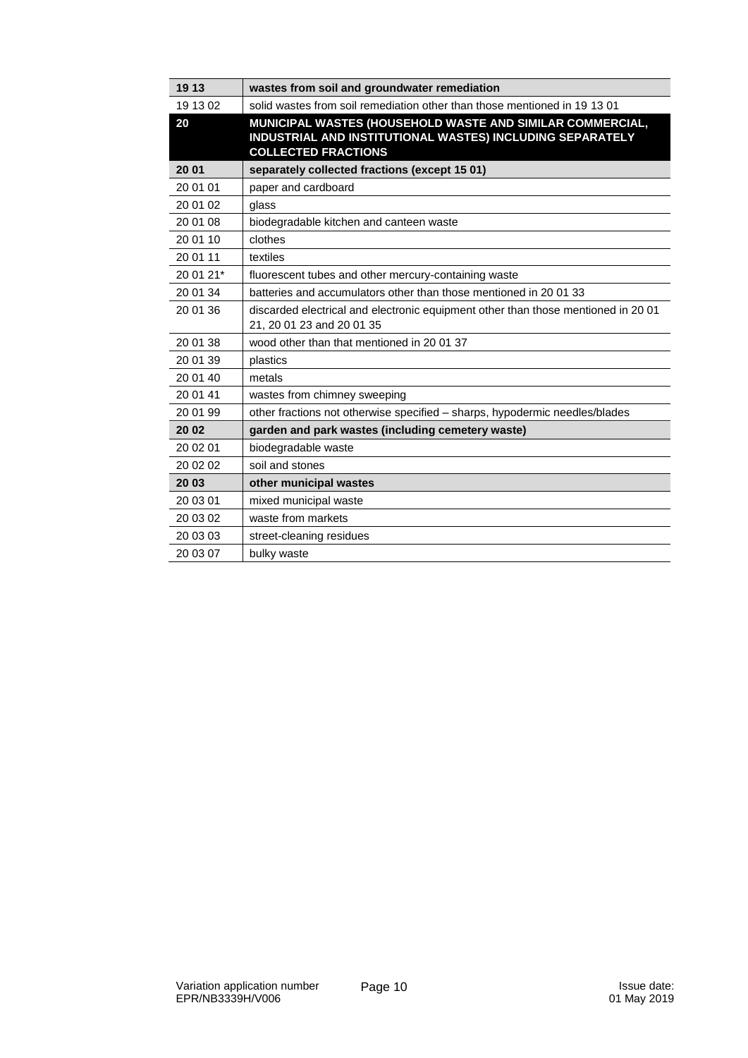| 19 13 | **wastes from soil and groundwater remediation** |
|---|---|
| 19 13 02 | solid wastes from soil remediation other than those mentioned in 19 13 01 |
| **20** | **MUNICIPAL WASTES (HOUSEHOLD WASTE AND SIMILAR COMMERCIAL, INDUSTRIAL AND INSTITUTIONAL WASTES) INCLUDING SEPARATELY COLLECTED FRACTIONS** |
| **20 01** | **separately collected fractions (except 15 01)** |
| 20 01 01 | paper and cardboard |
| 20 01 02 | glass |
| 20 01 08 | biodegradable kitchen and canteen waste |
| 20 01 10 | clothes |
| 20 01 11 | textiles |
| 20 01 21* | fluorescent tubes and other mercury-containing waste |
| 20 01 34 | batteries and accumulators other than those mentioned in 20 01 33 |
| 20 01 36 | discarded electrical and electronic equipment other than those mentioned in 20 01 21, 20 01 23 and 20 01 35 |
| 20 01 38 | wood other than that mentioned in 20 01 37 |
| 20 01 39 | plastics |
| 20 01 40 | metals |
| 20 01 41 | wastes from chimney sweeping |
| 20 01 99 | other fractions not otherwise specified – sharps, hypodermic needles/blades |
| **20 02** | **garden and park wastes (including cemetery waste)** |
| 20 02 01 | biodegradable waste |
| 20 02 02 | soil and stones |
| **20 03** | **other municipal wastes** |
| 20 03 01 | mixed municipal waste |
| 20 03 02 | waste from markets |
| 20 03 03 | street-cleaning residues |
| 20 03 07 | bulky waste |

Variation application number EPR/NB3339H/V006

Issue date: 01 May 2019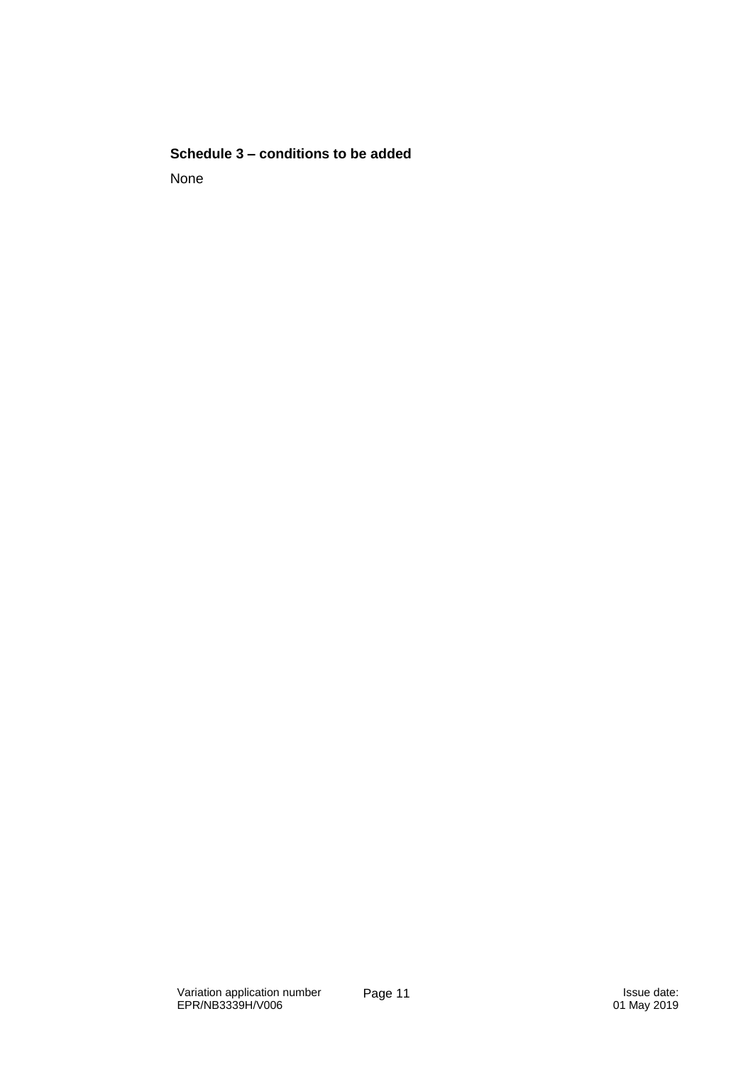**Schedule 3 – conditions to be added**

None